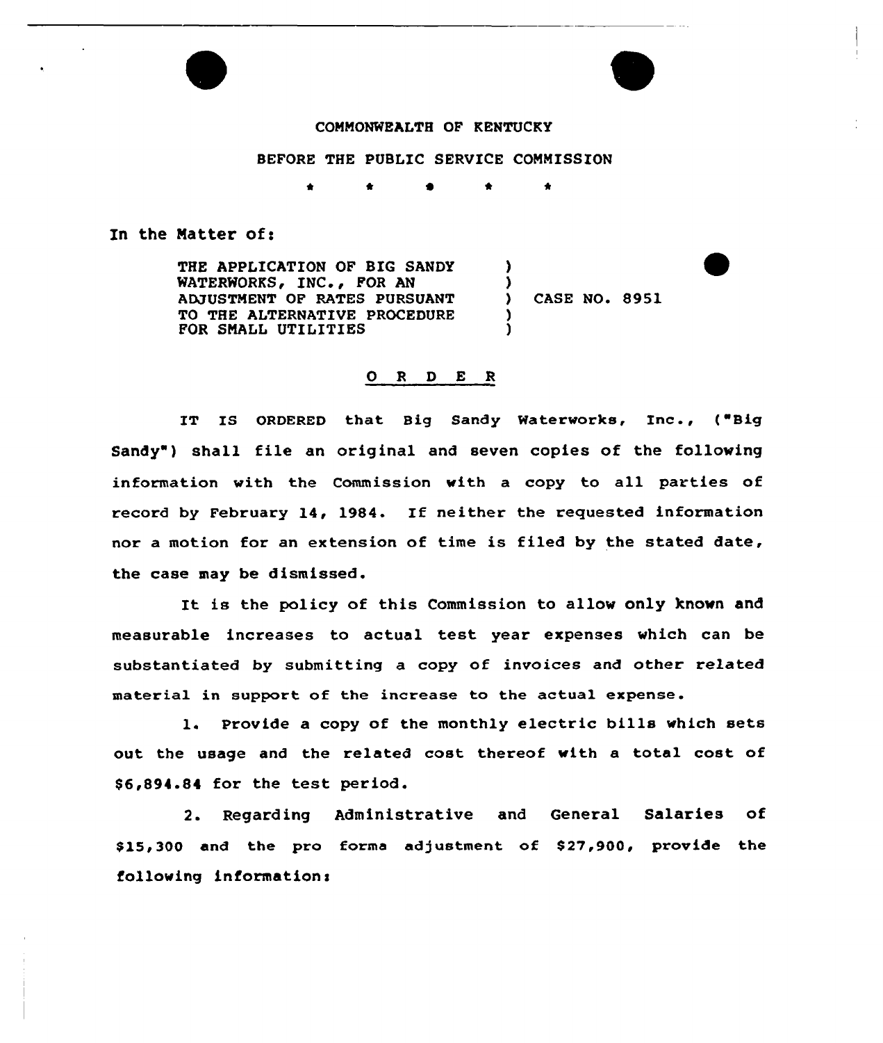COMMONWEALTH OF KENTUCKY

BEFORE THE PUBLIC SERVICE COMMISSION

\* \* \* \* \*

In the Matter of:

| | | |
|---|---|---|
| THE APPLICATION OF BIG SANDY WATERWORKS, INC., FOR AN ADJUSTMENT OF RATES PURSUANT TO THE ALTERNATIVE PROCEDURE FOR SMALL UTILITIES | ) | CASE NO. 8951 |

## O R D E R

IT IS ORDERED that Big Sandy Waterworks, Inc., ("Big Sandy") shall file an original and seven copies of the following information with the Commission with a copy to all parties of record by February 14, 1984. If neither the requested information nor a motion for an extension of time is filed by the stated date, the case may be dismissed.

It is the policy of this Commission to allow only known and measurable increases to actual test year expenses which can be substantiated by submitting a copy of invoices and other related material in support of the increase to the actual expense.

1. Provide a copy of the monthly electric bills which sets out the usage and the related cost thereof with a total cost of $6,894.84 for the test period.

2. Regarding Administrative and General Salaries of $15,300 and the pro forma adjustment of $27,900, provide the following information: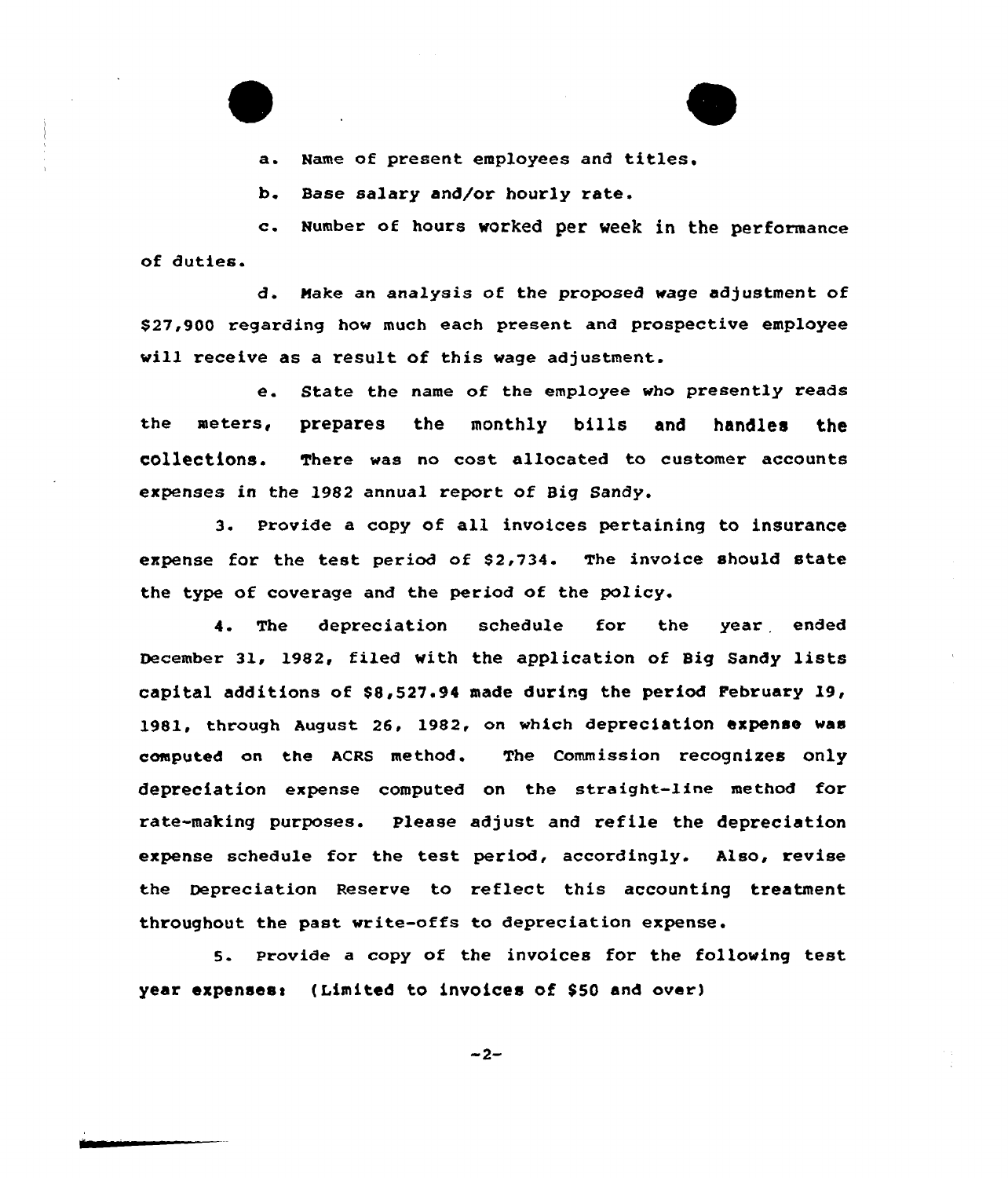a. Name of present employees and titles.

b. Base salary and/or hourly rate.

c. Number of hours worked per week in the performance of duties.

d. Make an analysis of the proposed wage adjustment of $27,900 regarding how much each present and prospective employee will receive as a result of this wage adjustment.

e. State the name of the employee who presently reads the meters, prepares the monthly bills and handles the collections. There was no cost allocated to customer accounts expenses in the 1982 annual report of Big Sandy.

3. Provide a copy of all invoices pertaining to insurance expense for the test period of $2,734. The invoice should state the type of coverage and the period of the policy.

4. The depreciation schedule for the year ended December 31, 1982, filed with the application of Big Sandy lists capital additions of $8,527.94 made during the period February 19, 1981, through August 26, 1982, on which depreciation expense was computed on the ACRS method. The Commission recognizes only depreciation expense computed on the straight-line method for rate-making purposes. Please adjust and refile the depreciation expense schedule for the test period, accordingly. Also, revise the Depreciation Reserve to reflect this accounting treatment throughout the past write-offs to depreciation expense.

5. Provide a copy of the invoices for the following test year expenses: (Limited to invoices of $50 and over)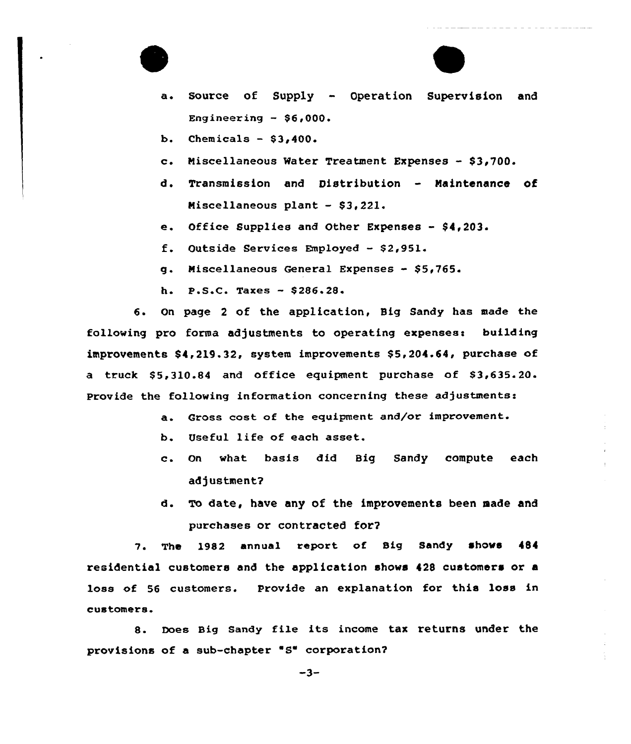a. Source of Supply - Operation Supervision and Engineering - $6,000.

b. Chemicals - $3,400.

c. Miscellaneous Water Treatment Expenses - $3,700.

d. Transmission and Distribution - Maintenance of Miscellaneous plant - $3,221.

e. Office Supplies and Other Expenses - $4,203.

f. Outside Services Employed - $2,951.

g. Miscellaneous General Expenses - $5,765.

h. P.S.C. Taxes - $286.28.

6. On page 2 of the application, Big Sandy has made the following pro forma adjustments to operating expenses: building improvements $4,219.32, system improvements $5,204.64, purchase of a truck $5,310.84 and office equipment purchase of $3,635.20. Provide the following information concerning these adjustments:

a. Gross cost of the equipment and/or improvement.

b. Useful life of each asset.

c. On what basis did Big Sandy compute each adjustment?

d. To date, have any of the improvements been made and purchases or contracted for?

7. The 1982 annual report of Big Sandy shows 484 residential customers and the application shows 428 customers or a loss of 56 customers. Provide an explanation for this loss in customers.

8. Does Big Sandy file its income tax returns under the provisions of a sub-chapter "S" corporation?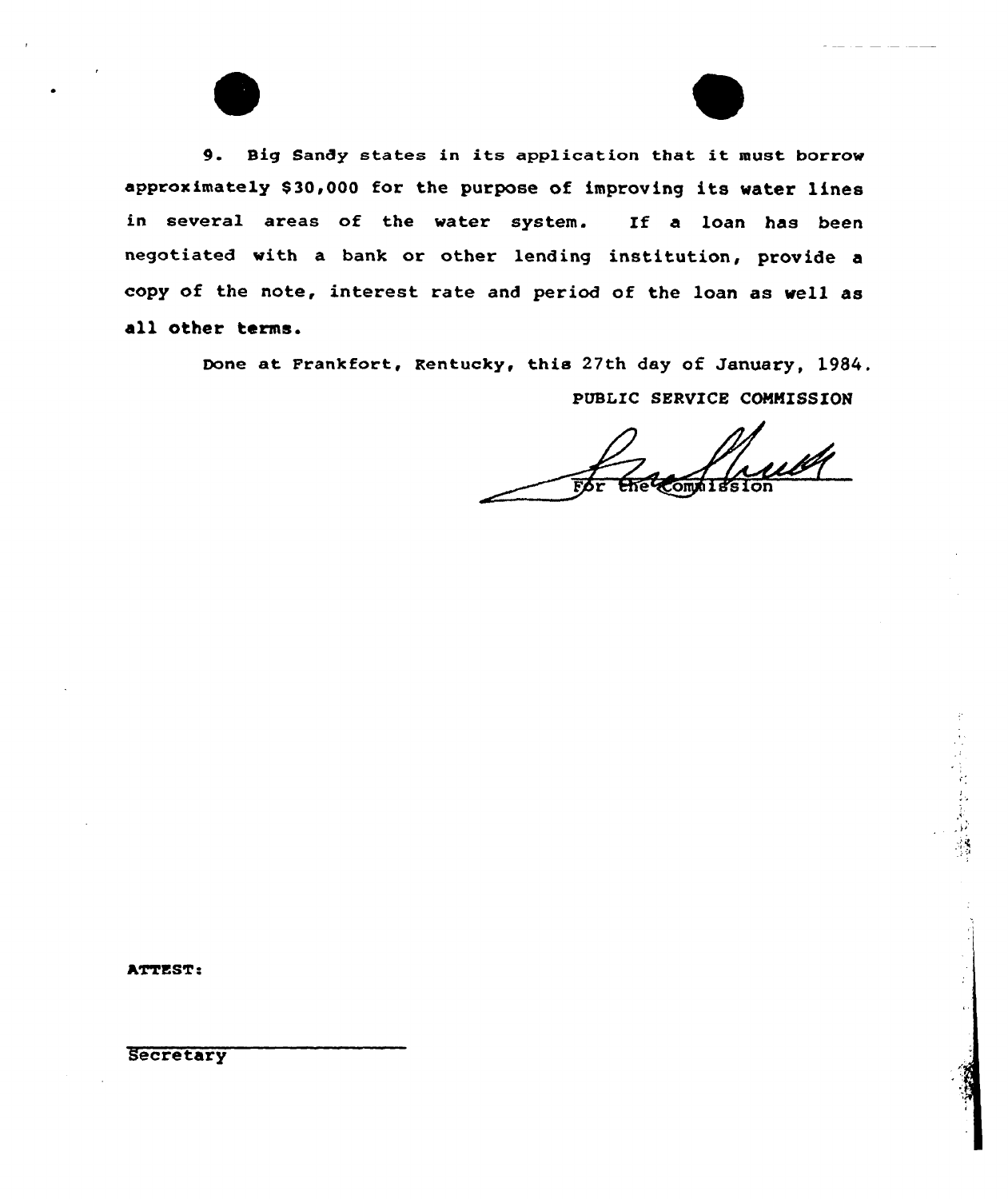9. Big Sandy states in its application that it must borrow approximately $30,000 for the purpose of improving its water lines in several areas of the water system. If a loan has been negotiated with a bank or other lending institution, provide a copy of the note, interest rate and period of the loan as well as all other terms.

Done at Frankfort, Kentucky, this 27th day of January, 1984.

PUBLIC SERVICE COMMISSION

For the Commission

ATTEST:

Secretary